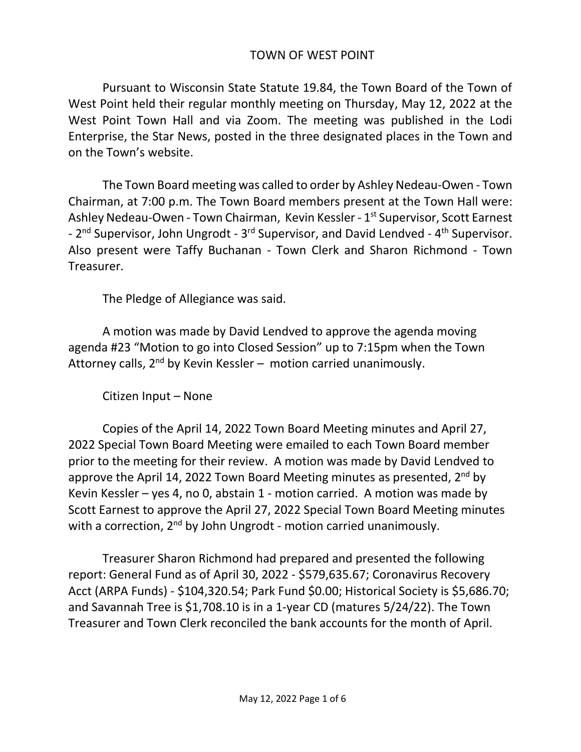# TOWN OF WEST POINT

Pursuant to Wisconsin State Statute 19.84, the Town Board of the Town of West Point held their regular monthly meeting on Thursday, May 12, 2022 at the West Point Town Hall and via Zoom. The meeting was published in the Lodi Enterprise, the Star News, posted in the three designated places in the Town and on the Town's website.

The Town Board meeting was called to order by Ashley Nedeau-Owen - Town Chairman, at 7:00 p.m. The Town Board members present at the Town Hall were: Ashley Nedeau-Owen - Town Chairman, Kevin Kessler - 1st Supervisor, Scott Earnest - 2nd Supervisor, John Ungrodt - 3rd Supervisor, and David Lendved - 4th Supervisor. Also present were Taffy Buchanan - Town Clerk and Sharon Richmond - Town Treasurer.

The Pledge of Allegiance was said.

A motion was made by David Lendved to approve the agenda moving agenda #23 "Motion to go into Closed Session" up to 7:15pm when the Town Attorney calls, 2nd by Kevin Kessler – motion carried unanimously.

Citizen Input – None

Copies of the April 14, 2022 Town Board Meeting minutes and April 27, 2022 Special Town Board Meeting were emailed to each Town Board member prior to the meeting for their review. A motion was made by David Lendved to approve the April 14, 2022 Town Board Meeting minutes as presented, 2nd by Kevin Kessler – yes 4, no 0, abstain 1 - motion carried. A motion was made by Scott Earnest to approve the April 27, 2022 Special Town Board Meeting minutes with a correction, 2nd by John Ungrodt - motion carried unanimously.

Treasurer Sharon Richmond had prepared and presented the following report: General Fund as of April 30, 2022 - $579,635.67; Coronavirus Recovery Acct (ARPA Funds) - $104,320.54; Park Fund $0.00; Historical Society is $5,686.70; and Savannah Tree is $1,708.10 is in a 1-year CD (matures 5/24/22). The Town Treasurer and Town Clerk reconciled the bank accounts for the month of April.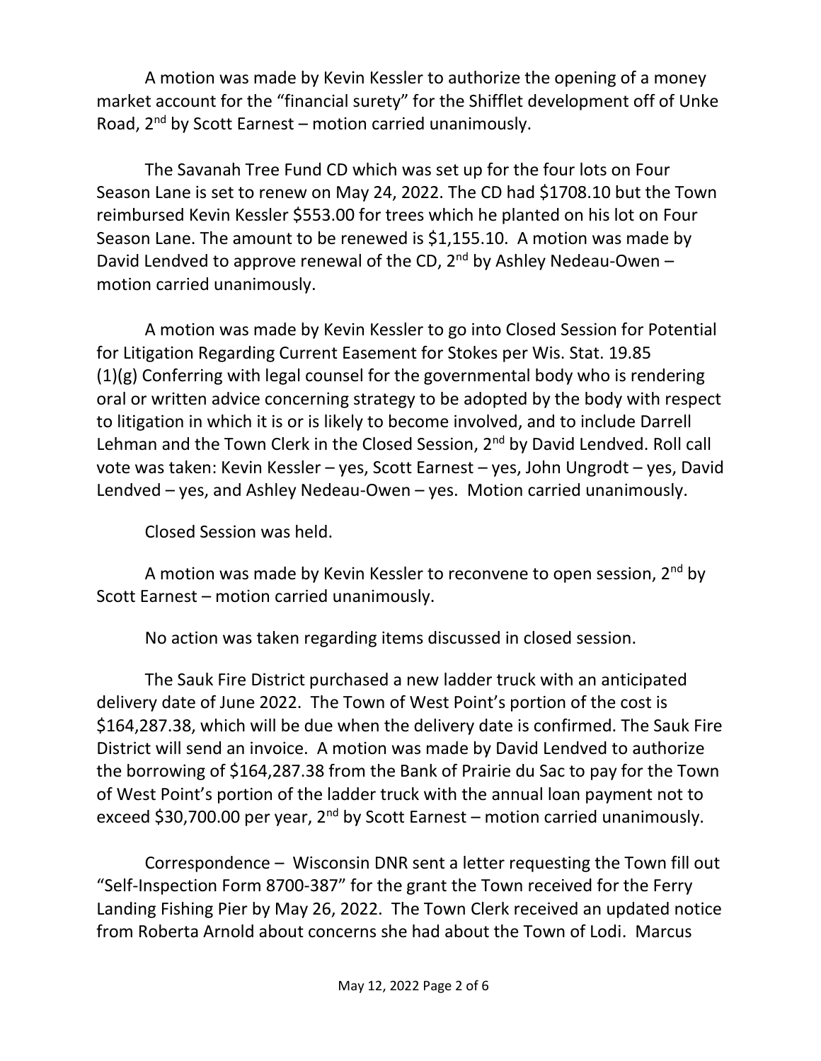A motion was made by Kevin Kessler to authorize the opening of a money market account for the "financial surety" for the Shifflet development off of Unke Road, 2nd by Scott Earnest – motion carried unanimously.

The Savanah Tree Fund CD which was set up for the four lots on Four Season Lane is set to renew on May 24, 2022. The CD had $1708.10 but the Town reimbursed Kevin Kessler $553.00 for trees which he planted on his lot on Four Season Lane. The amount to be renewed is $1,155.10. A motion was made by David Lendved to approve renewal of the CD, 2nd by Ashley Nedeau-Owen – motion carried unanimously.

A motion was made by Kevin Kessler to go into Closed Session for Potential for Litigation Regarding Current Easement for Stokes per Wis. Stat. 19.85 (1)(g) Conferring with legal counsel for the governmental body who is rendering oral or written advice concerning strategy to be adopted by the body with respect to litigation in which it is or is likely to become involved, and to include Darrell Lehman and the Town Clerk in the Closed Session, 2nd by David Lendved. Roll call vote was taken: Kevin Kessler – yes, Scott Earnest – yes, John Ungrodt – yes, David Lendved – yes, and Ashley Nedeau-Owen – yes. Motion carried unanimously.

Closed Session was held.

A motion was made by Kevin Kessler to reconvene to open session, 2nd by Scott Earnest – motion carried unanimously.

No action was taken regarding items discussed in closed session.

The Sauk Fire District purchased a new ladder truck with an anticipated delivery date of June 2022. The Town of West Point's portion of the cost is $164,287.38, which will be due when the delivery date is confirmed. The Sauk Fire District will send an invoice. A motion was made by David Lendved to authorize the borrowing of $164,287.38 from the Bank of Prairie du Sac to pay for the Town of West Point's portion of the ladder truck with the annual loan payment not to exceed $30,700.00 per year, 2nd by Scott Earnest – motion carried unanimously.

Correspondence – Wisconsin DNR sent a letter requesting the Town fill out "Self-Inspection Form 8700-387" for the grant the Town received for the Ferry Landing Fishing Pier by May 26, 2022. The Town Clerk received an updated notice from Roberta Arnold about concerns she had about the Town of Lodi. Marcus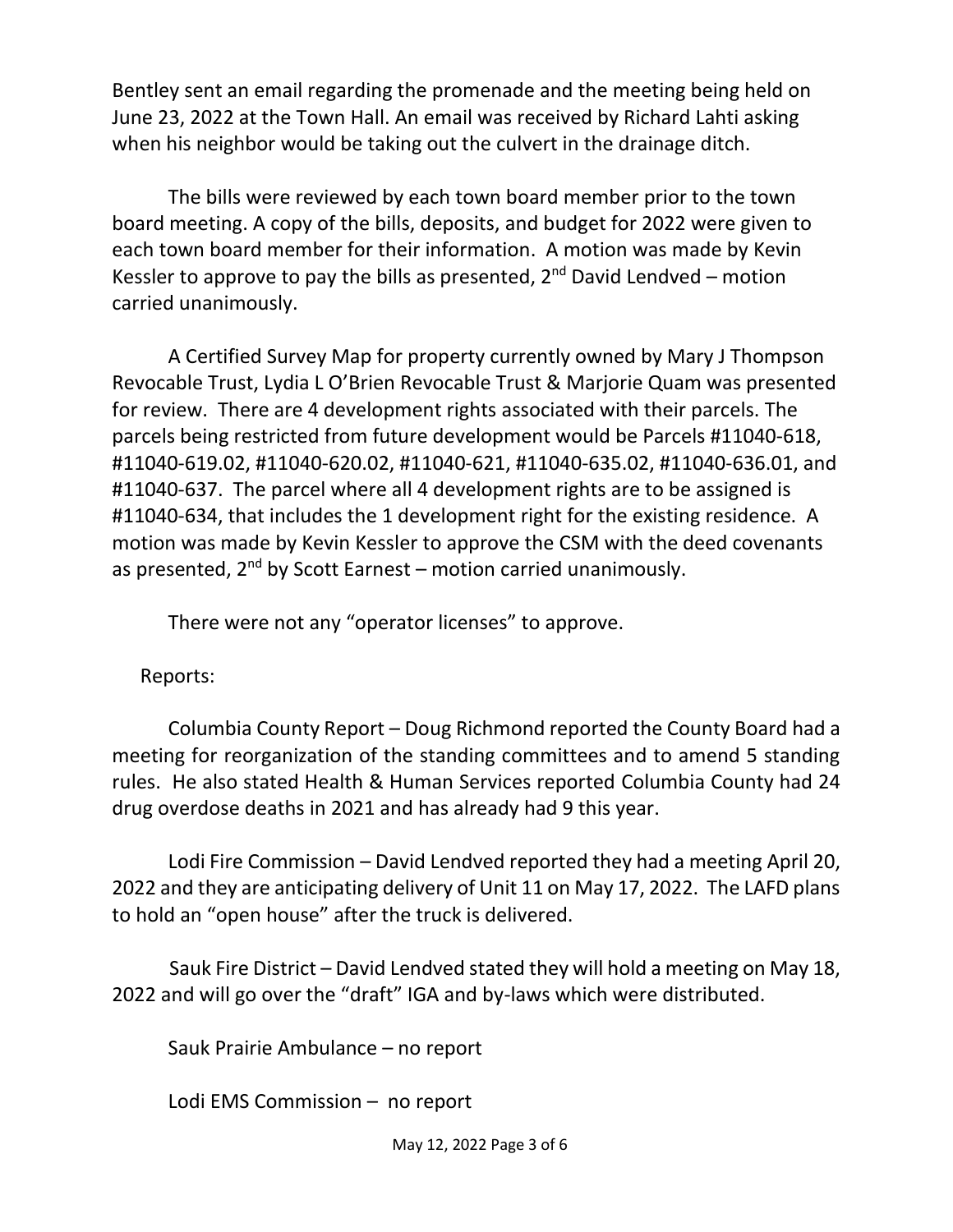Bentley sent an email regarding the promenade and the meeting being held on June 23, 2022 at the Town Hall. An email was received by Richard Lahti asking when his neighbor would be taking out the culvert in the drainage ditch.

The bills were reviewed by each town board member prior to the town board meeting. A copy of the bills, deposits, and budget for 2022 were given to each town board member for their information. A motion was made by Kevin Kessler to approve to pay the bills as presented, 2nd David Lendved – motion carried unanimously.

A Certified Survey Map for property currently owned by Mary J Thompson Revocable Trust, Lydia L O'Brien Revocable Trust & Marjorie Quam was presented for review. There are 4 development rights associated with their parcels. The parcels being restricted from future development would be Parcels #11040-618, #11040-619.02, #11040-620.02, #11040-621, #11040-635.02, #11040-636.01, and #11040-637. The parcel where all 4 development rights are to be assigned is #11040-634, that includes the 1 development right for the existing residence. A motion was made by Kevin Kessler to approve the CSM with the deed covenants as presented, 2nd by Scott Earnest – motion carried unanimously.

There were not any "operator licenses" to approve.

Reports:

Columbia County Report – Doug Richmond reported the County Board had a meeting for reorganization of the standing committees and to amend 5 standing rules. He also stated Health & Human Services reported Columbia County had 24 drug overdose deaths in 2021 and has already had 9 this year.

Lodi Fire Commission – David Lendved reported they had a meeting April 20, 2022 and they are anticipating delivery of Unit 11 on May 17, 2022. The LAFD plans to hold an "open house" after the truck is delivered.

Sauk Fire District – David Lendved stated they will hold a meeting on May 18, 2022 and will go over the "draft" IGA and by-laws which were distributed.

Sauk Prairie Ambulance – no report

Lodi EMS Commission – no report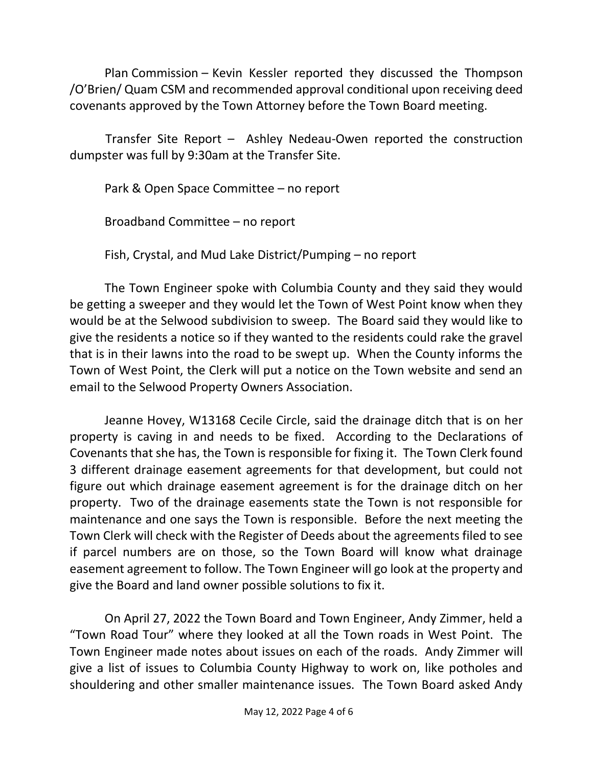Plan Commission – Kevin Kessler reported they discussed the Thompson /O'Brien/ Quam CSM and recommended approval conditional upon receiving deed covenants approved by the Town Attorney before the Town Board meeting.

Transfer Site Report – Ashley Nedeau-Owen reported the construction dumpster was full by 9:30am at the Transfer Site.

Park & Open Space Committee – no report

Broadband Committee – no report

Fish, Crystal, and Mud Lake District/Pumping – no report

The Town Engineer spoke with Columbia County and they said they would be getting a sweeper and they would let the Town of West Point know when they would be at the Selwood subdivision to sweep. The Board said they would like to give the residents a notice so if they wanted to the residents could rake the gravel that is in their lawns into the road to be swept up. When the County informs the Town of West Point, the Clerk will put a notice on the Town website and send an email to the Selwood Property Owners Association.

Jeanne Hovey, W13168 Cecile Circle, said the drainage ditch that is on her property is caving in and needs to be fixed. According to the Declarations of Covenants that she has, the Town is responsible for fixing it. The Town Clerk found 3 different drainage easement agreements for that development, but could not figure out which drainage easement agreement is for the drainage ditch on her property. Two of the drainage easements state the Town is not responsible for maintenance and one says the Town is responsible. Before the next meeting the Town Clerk will check with the Register of Deeds about the agreements filed to see if parcel numbers are on those, so the Town Board will know what drainage easement agreement to follow. The Town Engineer will go look at the property and give the Board and land owner possible solutions to fix it.

On April 27, 2022 the Town Board and Town Engineer, Andy Zimmer, held a "Town Road Tour" where they looked at all the Town roads in West Point. The Town Engineer made notes about issues on each of the roads. Andy Zimmer will give a list of issues to Columbia County Highway to work on, like potholes and shouldering and other smaller maintenance issues. The Town Board asked Andy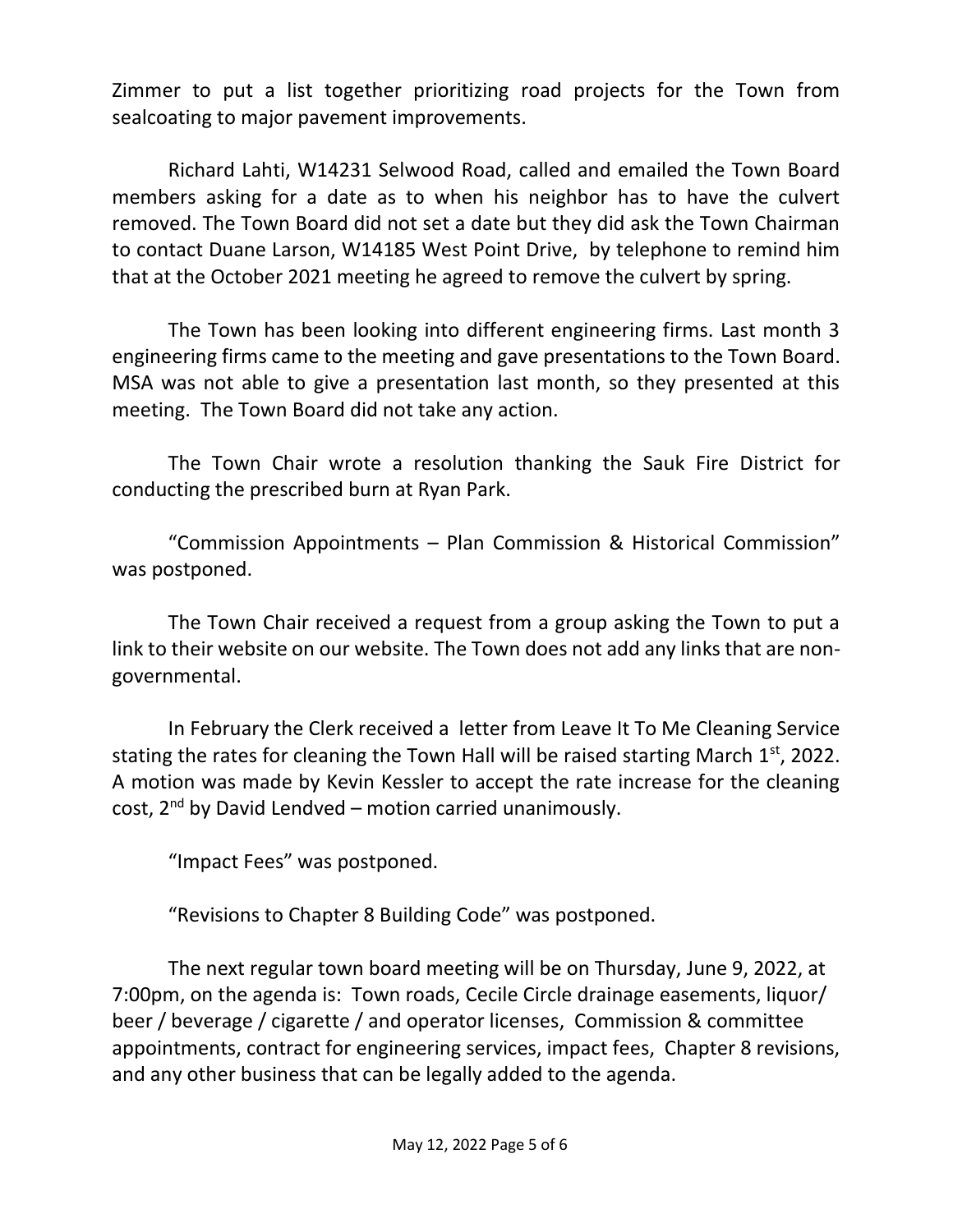Zimmer to put a list together prioritizing road projects for the Town from sealcoating to major pavement improvements.

Richard Lahti, W14231 Selwood Road, called and emailed the Town Board members asking for a date as to when his neighbor has to have the culvert removed. The Town Board did not set a date but they did ask the Town Chairman to contact Duane Larson, W14185 West Point Drive, by telephone to remind him that at the October 2021 meeting he agreed to remove the culvert by spring.

The Town has been looking into different engineering firms. Last month 3 engineering firms came to the meeting and gave presentations to the Town Board. MSA was not able to give a presentation last month, so they presented at this meeting. The Town Board did not take any action.

The Town Chair wrote a resolution thanking the Sauk Fire District for conducting the prescribed burn at Ryan Park.

"Commission Appointments – Plan Commission & Historical Commission" was postponed.

The Town Chair received a request from a group asking the Town to put a link to their website on our website. The Town does not add any links that are non-governmental.

In February the Clerk received a letter from Leave It To Me Cleaning Service stating the rates for cleaning the Town Hall will be raised starting March 1st, 2022. A motion was made by Kevin Kessler to accept the rate increase for the cleaning cost, 2nd by David Lendved – motion carried unanimously.

"Impact Fees" was postponed.

"Revisions to Chapter 8 Building Code" was postponed.

The next regular town board meeting will be on Thursday, June 9, 2022, at 7:00pm, on the agenda is: Town roads, Cecile Circle drainage easements, liquor/ beer / beverage / cigarette / and operator licenses, Commission & committee appointments, contract for engineering services, impact fees, Chapter 8 revisions, and any other business that can be legally added to the agenda.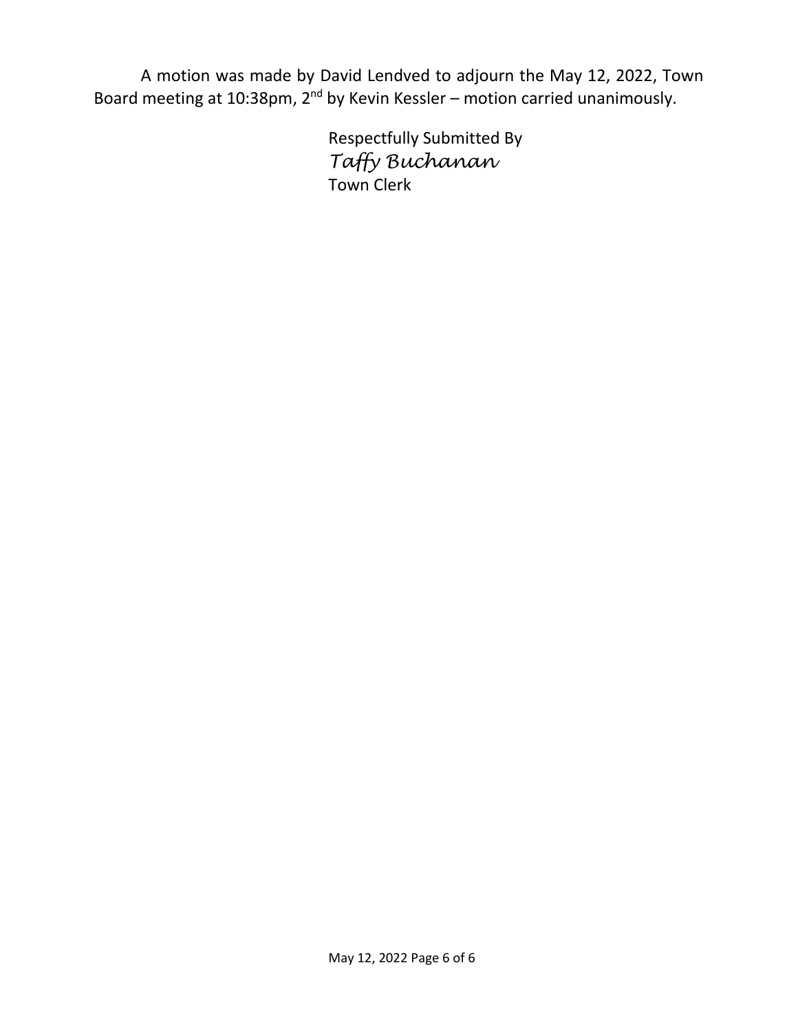A motion was made by David Lendved to adjourn the May 12, 2022, Town Board meeting at 10:38pm, 2nd by Kevin Kessler – motion carried unanimously.

Respectfully Submitted By  
*Taffy Buchanan*  
Town Clerk